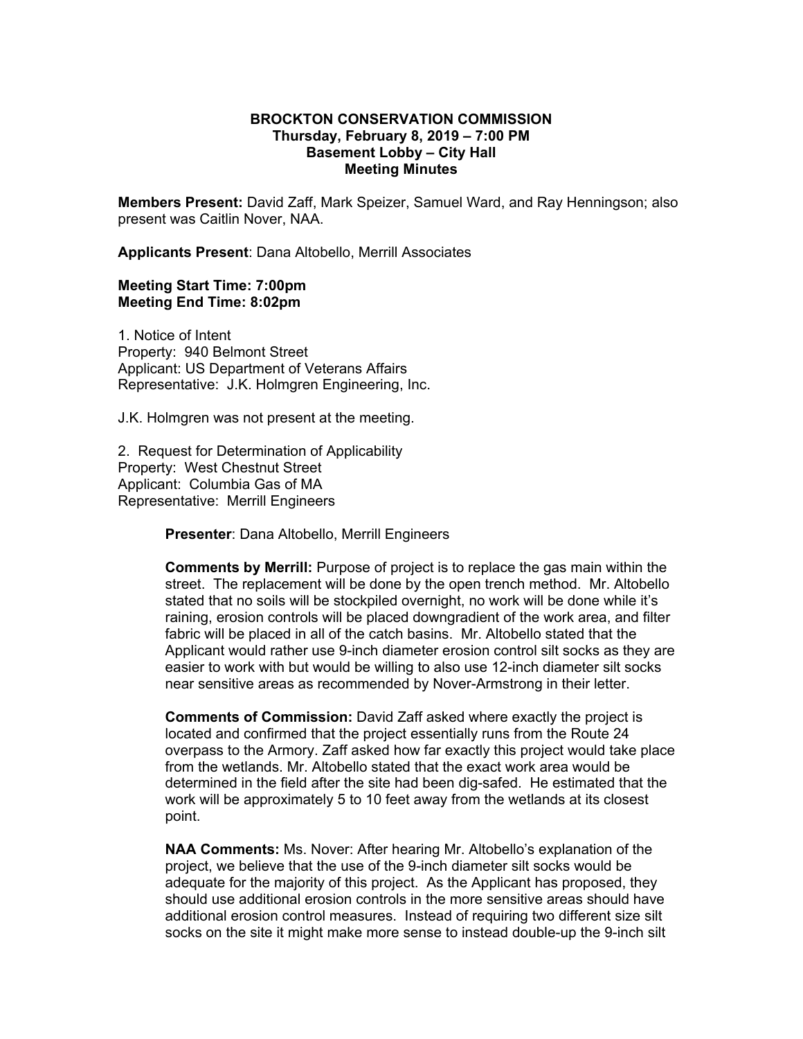**BROCKTON CONSERVATION COMMISSION**
**Thursday, February 8, 2019 – 7:00 PM**
**Basement Lobby – City Hall**
**Meeting Minutes**

**Members Present:** David Zaff, Mark Speizer, Samuel Ward, and Ray Henningson; also present was Caitlin Nover, NAA.

**Applicants Present**: Dana Altobello, Merrill Associates

**Meeting Start Time: 7:00pm**
**Meeting End Time: 8:02pm**

1. Notice of Intent
Property: 940 Belmont Street
Applicant: US Department of Veterans Affairs
Representative: J.K. Holmgren Engineering, Inc.

J.K. Holmgren was not present at the meeting.

2. Request for Determination of Applicability
Property: West Chestnut Street
Applicant: Columbia Gas of MA
Representative: Merrill Engineers

**Presenter**: Dana Altobello, Merrill Engineers

**Comments by Merrill:** Purpose of project is to replace the gas main within the street. The replacement will be done by the open trench method. Mr. Altobello stated that no soils will be stockpiled overnight, no work will be done while it's raining, erosion controls will be placed downgradient of the work area, and filter fabric will be placed in all of the catch basins. Mr. Altobello stated that the Applicant would rather use 9-inch diameter erosion control silt socks as they are easier to work with but would be willing to also use 12-inch diameter silt socks near sensitive areas as recommended by Nover-Armstrong in their letter.

**Comments of Commission:** David Zaff asked where exactly the project is located and confirmed that the project essentially runs from the Route 24 overpass to the Armory. Zaff asked how far exactly this project would take place from the wetlands. Mr. Altobello stated that the exact work area would be determined in the field after the site had been dig-safed. He estimated that the work will be approximately 5 to 10 feet away from the wetlands at its closest point.

**NAA Comments:** Ms. Nover: After hearing Mr. Altobello's explanation of the project, we believe that the use of the 9-inch diameter silt socks would be adequate for the majority of this project. As the Applicant has proposed, they should use additional erosion controls in the more sensitive areas should have additional erosion control measures. Instead of requiring two different size silt socks on the site it might make more sense to instead double-up the 9-inch silt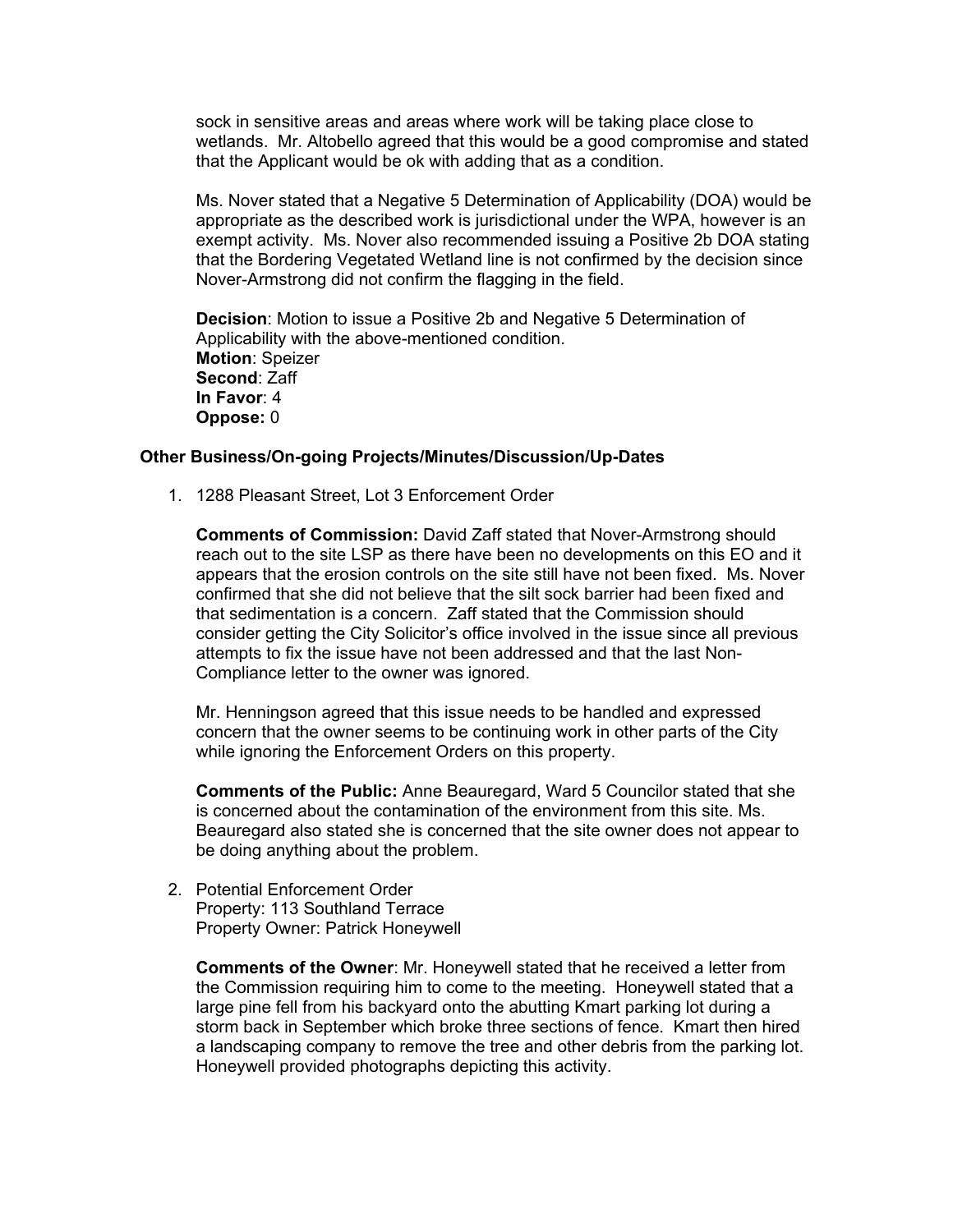sock in sensitive areas and areas where work will be taking place close to wetlands. Mr. Altobello agreed that this would be a good compromise and stated that the Applicant would be ok with adding that as a condition.

Ms. Nover stated that a Negative 5 Determination of Applicability (DOA) would be appropriate as the described work is jurisdictional under the WPA, however is an exempt activity. Ms. Nover also recommended issuing a Positive 2b DOA stating that the Bordering Vegetated Wetland line is not confirmed by the decision since Nover-Armstrong did not confirm the flagging in the field.

**Decision**: Motion to issue a Positive 2b and Negative 5 Determination of Applicability with the above-mentioned condition.
**Motion**: Speizer
**Second**: Zaff
**In Favor**: 4
**Oppose:** 0

### Other Business/On-going Projects/Minutes/Discussion/Up-Dates

1. 1288 Pleasant Street, Lot 3 Enforcement Order

   **Comments of Commission:** David Zaff stated that Nover-Armstrong should reach out to the site LSP as there have been no developments on this EO and it appears that the erosion controls on the site still have not been fixed. Ms. Nover confirmed that she did not believe that the silt sock barrier had been fixed and that sedimentation is a concern. Zaff stated that the Commission should consider getting the City Solicitor's office involved in the issue since all previous attempts to fix the issue have not been addressed and that the last Non-Compliance letter to the owner was ignored.

   Mr. Henningson agreed that this issue needs to be handled and expressed concern that the owner seems to be continuing work in other parts of the City while ignoring the Enforcement Orders on this property.

   **Comments of the Public:** Anne Beauregard, Ward 5 Councilor stated that she is concerned about the contamination of the environment from this site. Ms. Beauregard also stated she is concerned that the site owner does not appear to be doing anything about the problem.

2. Potential Enforcement Order
   Property: 113 Southland Terrace
   Property Owner: Patrick Honeywell

   **Comments of the Owner**: Mr. Honeywell stated that he received a letter from the Commission requiring him to come to the meeting. Honeywell stated that a large pine fell from his backyard onto the abutting Kmart parking lot during a storm back in September which broke three sections of fence. Kmart then hired a landscaping company to remove the tree and other debris from the parking lot. Honeywell provided photographs depicting this activity.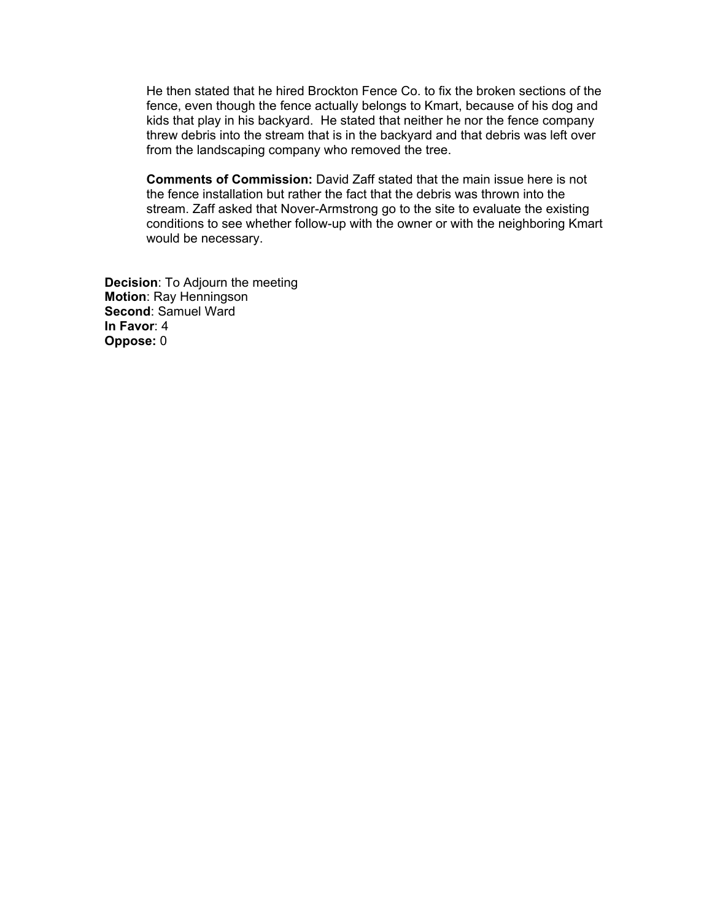He then stated that he hired Brockton Fence Co. to fix the broken sections of the fence, even though the fence actually belongs to Kmart, because of his dog and kids that play in his backyard. He stated that neither he nor the fence company threw debris into the stream that is in the backyard and that debris was left over from the landscaping company who removed the tree.

**Comments of Commission:** David Zaff stated that the main issue here is not the fence installation but rather the fact that the debris was thrown into the stream. Zaff asked that Nover-Armstrong go to the site to evaluate the existing conditions to see whether follow-up with the owner or with the neighboring Kmart would be necessary.

**Decision**: To Adjourn the meeting
**Motion**: Ray Henningson
**Second**: Samuel Ward
**In Favor**: 4
**Oppose:** 0